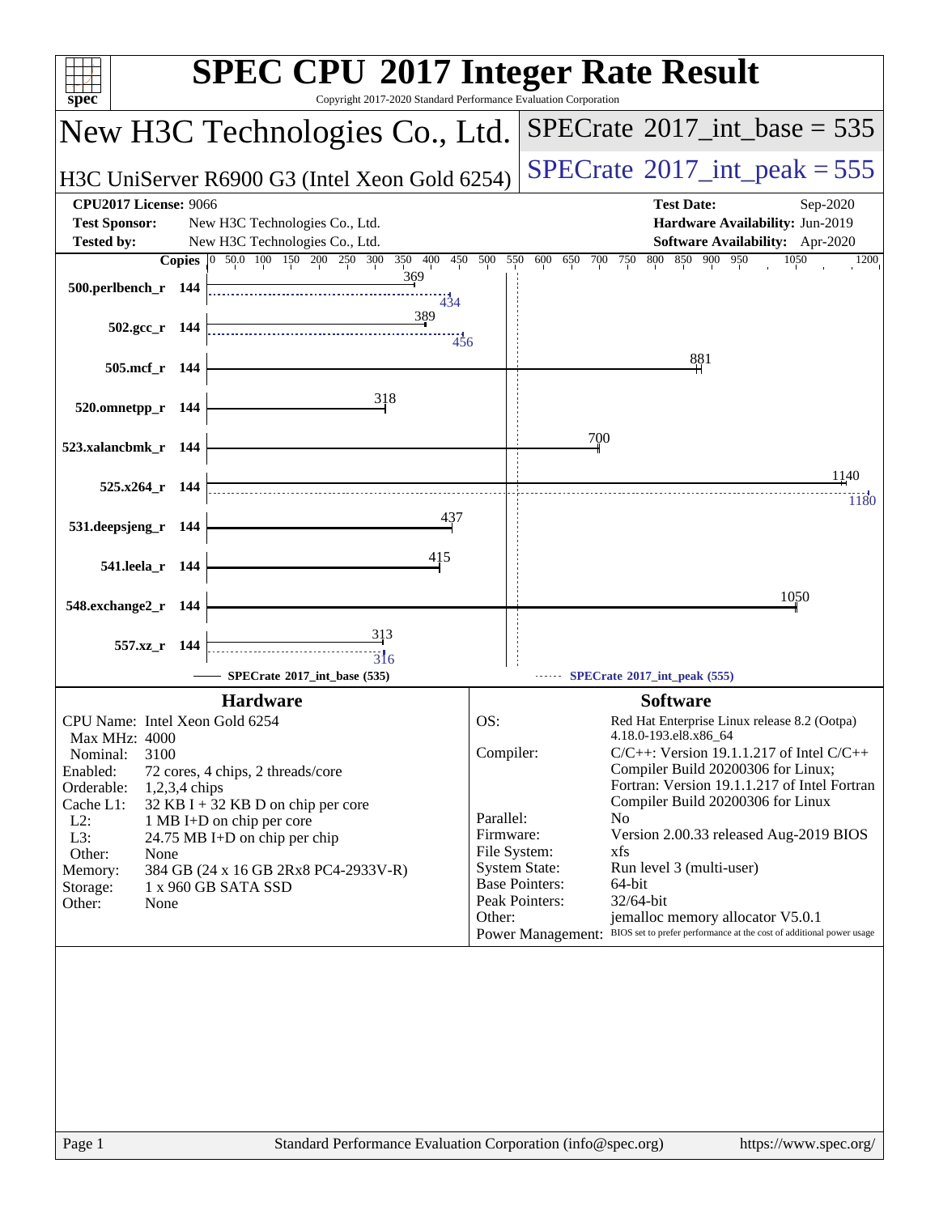# SPEC CPU 2017 Integer Rate Result

Copyright 2017-2020 Standard Performance Evaluation Corporation

## New H3C Technologies Co., Ltd.

**H3C UniServer R6900 G3 (Intel Xeon Gold 6254)**

**SPECrate 2017_int_base = 535**

**SPECrate 2017_int_peak = 555**

| | | | |
|---|---|---|---|
| **CPU2017 License:** | 9066 | **Test Date:** | Sep-2020 |
| **Test Sponsor:** | New H3C Technologies Co., Ltd. | **Hardware Availability:** | Jun-2019 |
| **Tested by:** | New H3C Technologies Co., Ltd. | **Software Availability:** | Apr-2020 |

| Benchmark | Copies | SPECrate 2017_int_base | SPECrate 2017_int_peak |
|---|---|---|---|
| 500.perlbench_r | 144 | 369 | 434 |
| 502.gcc_r | 144 | 389 | 456 |
| 505.mcf_r | 144 | 881 | |
| 520.omnetpp_r | 144 | 318 | |
| 523.xalancbmk_r | 144 | 700 | |
| 525.x264_r | 144 | 1140 | 1180 |
| 531.deepsjeng_r | 144 | 437 | |
| 541.leela_r | 144 | 415 | |
| 548.exchange2_r | 144 | 1050 | |
| 557.xz_r | 144 | 313 | 316 |

SPECrate 2017_int_base (535) — SPECrate 2017_int_peak (555)

## Hardware

| | |
|---|---|
| CPU Name: | Intel Xeon Gold 6254 |
| Max MHz: | 4000 |
| Nominal: | 3100 |
| Enabled: | 72 cores, 4 chips, 2 threads/core |
| Orderable: | 1,2,3,4 chips |
| Cache L1: | 32 KB I + 32 KB D on chip per core |
| L2: | 1 MB I+D on chip per core |
| L3: | 24.75 MB I+D on chip per chip |
| Other: | None |
| Memory: | 384 GB (24 x 16 GB 2Rx8 PC4-2933V-R) |
| Storage: | 1 x 960 GB SATA SSD |
| Other: | None |

## Software

| | |
|---|---|
| OS: | Red Hat Enterprise Linux release 8.2 (Ootpa) 4.18.0-193.el8.x86_64 |
| Compiler: | C/C++: Version 19.1.1.217 of Intel C/C++ Compiler Build 20200306 for Linux; Fortran: Version 19.1.1.217 of Intel Fortran Compiler Build 20200306 for Linux |
| Parallel: | No |
| Firmware: | Version 2.00.33 released Aug-2019 BIOS |
| File System: | xfs |
| System State: | Run level 3 (multi-user) |
| Base Pointers: | 64-bit |
| Peak Pointers: | 32/64-bit |
| Other: | jemalloc memory allocator V5.0.1 |
| Power Management: | BIOS set to prefer performance at the cost of additional power usage |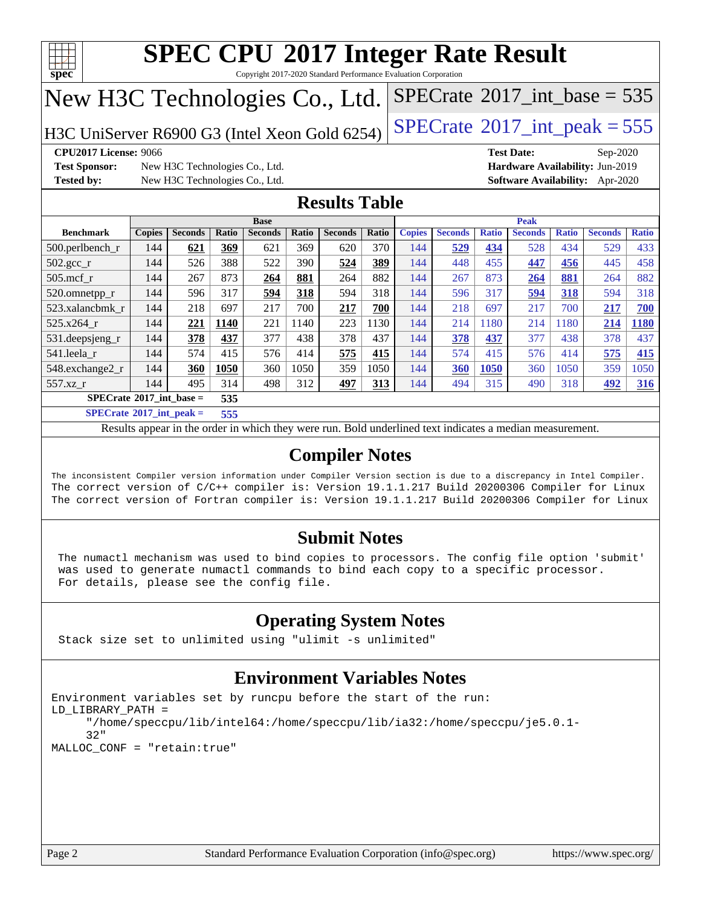# SPEC CPU 2017 Integer Rate Result

Copyright 2017-2020 Standard Performance Evaluation Corporation

## New H3C Technologies Co., Ltd.

H3C UniServer R6900 G3 (Intel Xeon Gold 6254)

SPECrate 2017_int_base = 535

SPECrate 2017_int_peak = 555

**CPU2017 License:** 9066
**Test Sponsor:** New H3C Technologies Co., Ltd.
**Tested by:** New H3C Technologies Co., Ltd.
**Test Date:** Sep-2020
**Hardware Availability:** Jun-2019
**Software Availability:** Apr-2020

## Results Table

| Benchmark | Base | | | | | | | Peak | | | | | | |
|---|---|---|---|---|---|---|---|---|---|---|---|---|---|---|
| | Copies | Seconds | Ratio | Seconds | Ratio | Seconds | Ratio | Copies | Seconds | Ratio | Seconds | Ratio | Seconds | Ratio |
| 500.perlbench_r | 144 | **621** | **369** | 621 | 369 | 620 | 370 | 144 | **529** | **434** | 528 | 434 | 529 | 433 |
| 502.gcc_r | 144 | 526 | 388 | 522 | 390 | **524** | **389** | 144 | 448 | 455 | **447** | **456** | 445 | 458 |
| 505.mcf_r | 144 | 267 | 873 | **264** | **881** | 264 | 882 | 144 | 267 | 873 | **264** | **881** | 264 | 882 |
| 520.omnetpp_r | 144 | 596 | 317 | **594** | **318** | 594 | 318 | 144 | 596 | 317 | **594** | **318** | 594 | 318 |
| 523.xalancbmk_r | 144 | 218 | 697 | 217 | 700 | **217** | **700** | 144 | 218 | 697 | 217 | 700 | **217** | **700** |
| 525.x264_r | 144 | **221** | **1140** | 221 | 1140 | 223 | 1130 | 144 | 214 | 1180 | 214 | 1180 | **214** | **1180** |
| 531.deepsjeng_r | 144 | **378** | **437** | 377 | 438 | 378 | 437 | 144 | **378** | **437** | 377 | 438 | 378 | 437 |
| 541.leela_r | 144 | 574 | 415 | 576 | 414 | **575** | **415** | 144 | 574 | 415 | 576 | 414 | **575** | **415** |
| 548.exchange2_r | 144 | **360** | **1050** | 360 | 1050 | 359 | 1050 | 144 | **360** | **1050** | 360 | 1050 | 359 | 1050 |
| 557.xz_r | 144 | 495 | 314 | 498 | 312 | **497** | **313** | 144 | 494 | 315 | 490 | 318 | **492** | **316** |

**SPECrate 2017_int_base = 535**

**SPECrate 2017_int_peak = 555**

Results appear in the order in which they were run. Bold underlined text indicates a median measurement.

## Compiler Notes

```
The inconsistent Compiler version information under Compiler Version section is due to a discrepancy in Intel Compiler.
The correct version of C/C++ compiler is: Version 19.1.1.217 Build 20200306 Compiler for Linux
The correct version of Fortran compiler is: Version 19.1.1.217 Build 20200306 Compiler for Linux
```

## Submit Notes

```
The numactl mechanism was used to bind copies to processors. The config file option 'submit'
was used to generate numactl commands to bind each copy to a specific processor.
For details, please see the config file.
```

## Operating System Notes

```
Stack size set to unlimited using "ulimit -s unlimited"
```

## Environment Variables Notes

```
Environment variables set by runcpu before the start of the run:
LD_LIBRARY_PATH =
     "/home/speccpu/lib/intel64:/home/speccpu/lib/ia32:/home/speccpu/je5.0.1-
     32"
MALLOC_CONF = "retain:true"
```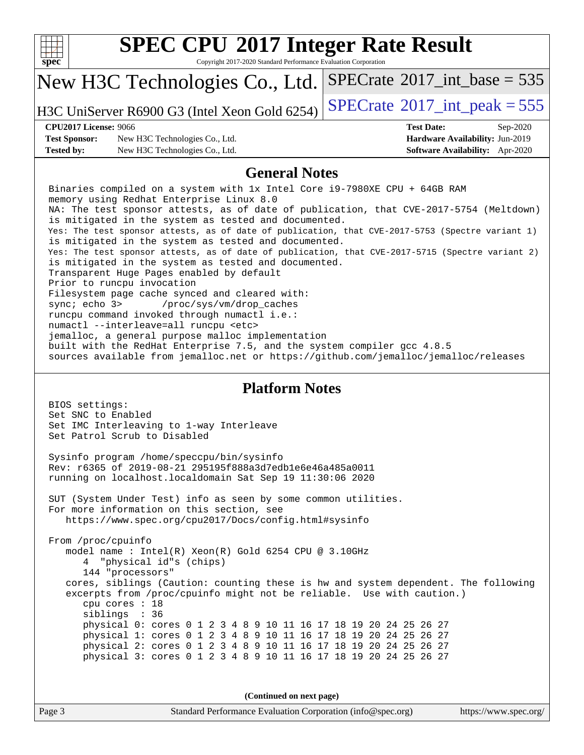## General Notes

```
Binaries compiled on a system with 1x Intel Core i9-7980XE CPU + 64GB RAM
memory using Redhat Enterprise Linux 8.0
NA: The test sponsor attests, as of date of publication, that CVE-2017-5754 (Meltdown)
is mitigated in the system as tested and documented.
Yes: The test sponsor attests, as of date of publication, that CVE-2017-5753 (Spectre variant 1)
is mitigated in the system as tested and documented.
Yes: The test sponsor attests, as of date of publication, that CVE-2017-5715 (Spectre variant 2)
is mitigated in the system as tested and documented.
Transparent Huge Pages enabled by default
Prior to runcpu invocation
Filesystem page cache synced and cleared with:
sync; echo 3>       /proc/sys/vm/drop_caches
runcpu command invoked through numactl i.e.:
numactl --interleave=all runcpu <etc>
jemalloc, a general purpose malloc implementation
built with the RedHat Enterprise 7.5, and the system compiler gcc 4.8.5
sources available from jemalloc.net or https://github.com/jemalloc/jemalloc/releases
```

## Platform Notes

```
BIOS settings:
Set SNC to Enabled
Set IMC Interleaving to 1-way Interleave
Set Patrol Scrub to Disabled

Sysinfo program /home/speccpu/bin/sysinfo
Rev: r6365 of 2019-08-21 295195f888a3d7edb1e6e46a485a0011
running on localhost.localdomain Sat Sep 19 11:30:06 2020

SUT (System Under Test) info as seen by some common utilities.
For more information on this section, see
   https://www.spec.org/cpu2017/Docs/config.html#sysinfo

From /proc/cpuinfo
   model name : Intel(R) Xeon(R) Gold 6254 CPU @ 3.10GHz
      4  "physical id"s (chips)
      144 "processors"
   cores, siblings (Caution: counting these is hw and system dependent. The following
   excerpts from /proc/cpuinfo might not be reliable.  Use with caution.)
      cpu cores : 18
      siblings  : 36
      physical 0: cores 0 1 2 3 4 8 9 10 11 16 17 18 19 20 24 25 26 27
      physical 1: cores 0 1 2 3 4 8 9 10 11 16 17 18 19 20 24 25 26 27
      physical 2: cores 0 1 2 3 4 8 9 10 11 16 17 18 19 20 24 25 26 27
      physical 3: cores 0 1 2 3 4 8 9 10 11 16 17 18 19 20 24 25 26 27
```

**(Continued on next page)**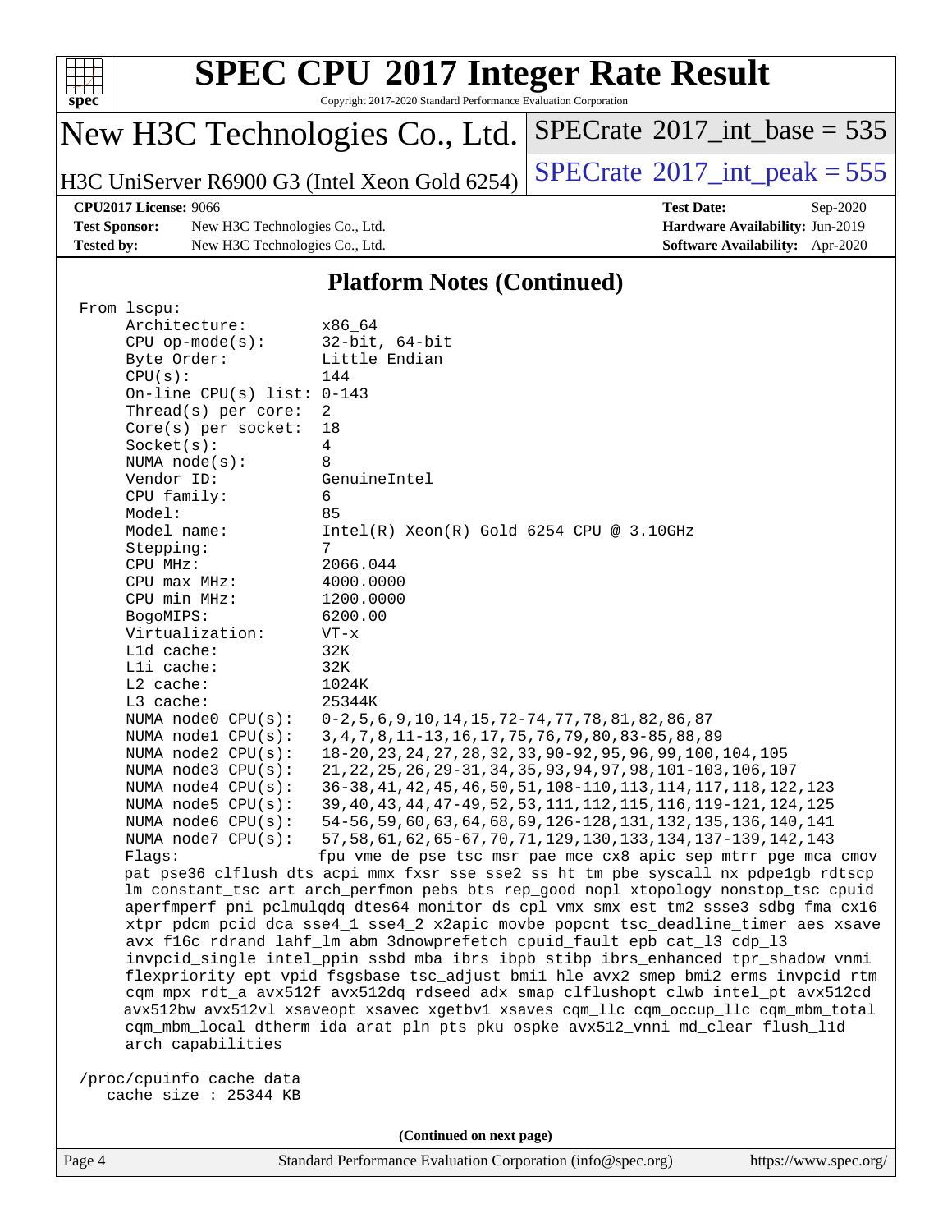## Platform Notes (Continued)

```
From lscpu:
     Architecture:          x86_64
     CPU op-mode(s):        32-bit, 64-bit
     Byte Order:            Little Endian
     CPU(s):                144
     On-line CPU(s) list: 0-143
     Thread(s) per core:  2
     Core(s) per socket:  18
     Socket(s):             4
     NUMA node(s):          8
     Vendor ID:             GenuineIntel
     CPU family:            6
     Model:                 85
     Model name:            Intel(R) Xeon(R) Gold 6254 CPU @ 3.10GHz
     Stepping:              7
     CPU MHz:               2066.044
     CPU max MHz:           4000.0000
     CPU min MHz:           1200.0000
     BogoMIPS:              6200.00
     Virtualization:        VT-x
     L1d cache:             32K
     L1i cache:             32K
     L2 cache:              1024K
     L3 cache:              25344K
     NUMA node0 CPU(s):     0-2,5,6,9,10,14,15,72-74,77,78,81,82,86,87
     NUMA node1 CPU(s):     3,4,7,8,11-13,16,17,75,76,79,80,83-85,88,89
     NUMA node2 CPU(s):     18-20,23,24,27,28,32,33,90-92,95,96,99,100,104,105
     NUMA node3 CPU(s):     21,22,25,26,29-31,34,35,93,94,97,98,101-103,106,107
     NUMA node4 CPU(s):     36-38,41,42,45,46,50,51,108-110,113,114,117,118,122,123
     NUMA node5 CPU(s):     39,40,43,44,47-49,52,53,111,112,115,116,119-121,124,125
     NUMA node6 CPU(s):     54-56,59,60,63,64,68,69,126-128,131,132,135,136,140,141
     NUMA node7 CPU(s):     57,58,61,62,65-67,70,71,129,130,133,134,137-139,142,143
     Flags:                 fpu vme de pse tsc msr pae mce cx8 apic sep mtrr pge mca cmov
     pat pse36 clflush dts acpi mmx fxsr sse sse2 ss ht tm pbe syscall nx pdpe1gb rdtscp
     lm constant_tsc art arch_perfmon pebs bts rep_good nopl xtopology nonstop_tsc cpuid
     aperfmperf pni pclmulqdq dtes64 monitor ds_cpl vmx smx est tm2 ssse3 sdbg fma cx16
     xtpr pdcm pcid dca sse4_1 sse4_2 x2apic movbe popcnt tsc_deadline_timer aes xsave
     avx f16c rdrand lahf_lm abm 3dnowprefetch cpuid_fault epb cat_l3 cdp_l3
     invpcid_single intel_ppin ssbd mba ibrs ibpb stibp ibrs_enhanced tpr_shadow vnmi
     flexpriority ept vpid fsgsbase tsc_adjust bmi1 hle avx2 smep bmi2 erms invpcid rtm
     cqm mpx rdt_a avx512f avx512dq rdseed adx smap clflushopt clwb intel_pt avx512cd
     avx512bw avx512vl xsaveopt xsavec xgetbv1 xsaves cqm_llc cqm_occup_llc cqm_mbm_total
     cqm_mbm_local dtherm ida arat pln pts pku ospke avx512_vnni md_clear flush_l1d
     arch_capabilities

 /proc/cpuinfo cache data
    cache size : 25344 KB
```

**(Continued on next page)**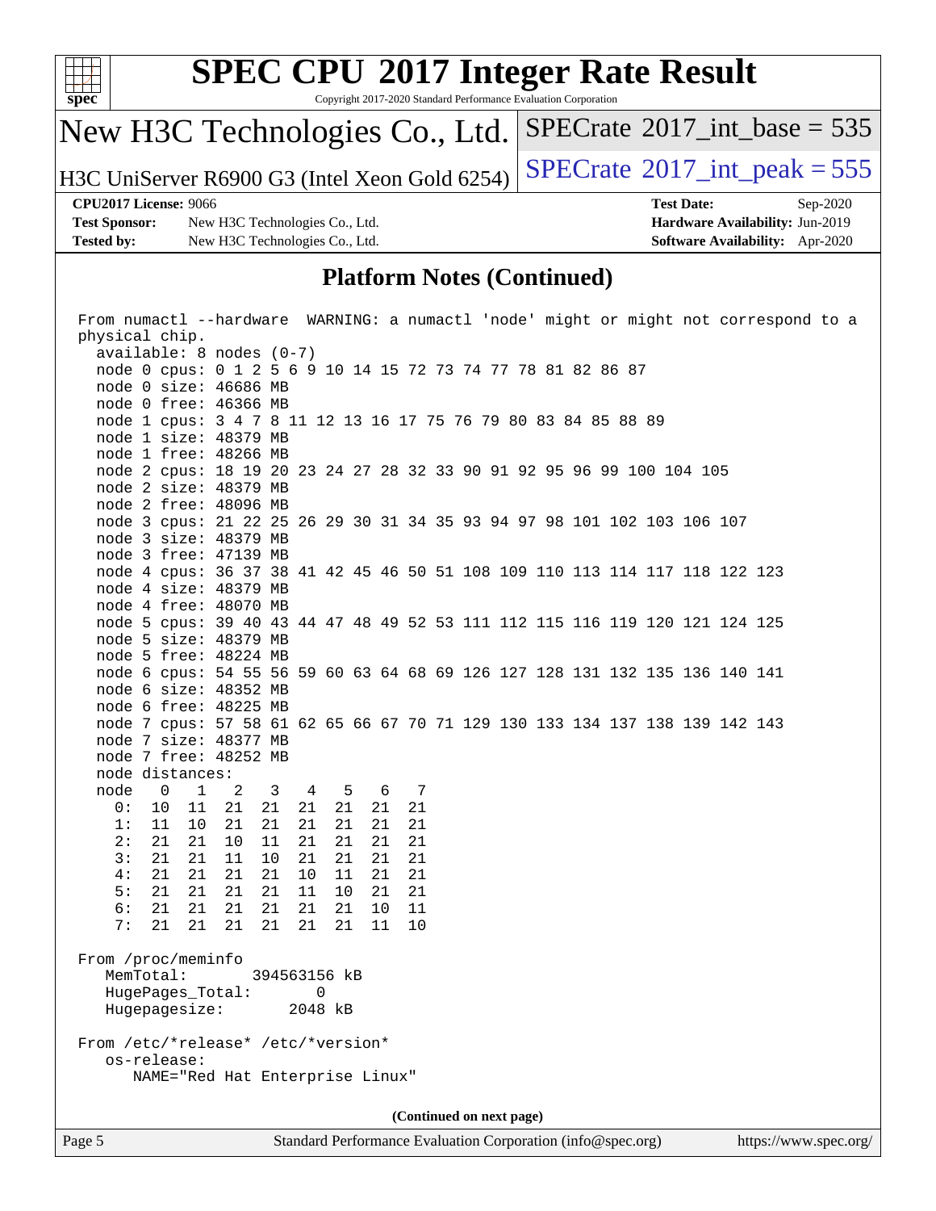## Platform Notes (Continued)

```
From numactl --hardware  WARNING: a numactl 'node' might or might not correspond to a
physical chip.
  available: 8 nodes (0-7)
  node 0 cpus: 0 1 2 5 6 9 10 14 15 72 73 74 77 78 81 82 86 87
  node 0 size: 46686 MB
  node 0 free: 46366 MB
  node 1 cpus: 3 4 7 8 11 12 13 16 17 75 76 79 80 83 84 85 88 89
  node 1 size: 48379 MB
  node 1 free: 48266 MB
  node 2 cpus: 18 19 20 23 24 27 28 32 33 90 91 92 95 96 99 100 104 105
  node 2 size: 48379 MB
  node 2 free: 48096 MB
  node 3 cpus: 21 22 25 26 29 30 31 34 35 93 94 97 98 101 102 103 106 107
  node 3 size: 48379 MB
  node 3 free: 47139 MB
  node 4 cpus: 36 37 38 41 42 45 46 50 51 108 109 110 113 114 117 118 122 123
  node 4 size: 48379 MB
  node 4 free: 48070 MB
  node 5 cpus: 39 40 43 44 47 48 49 52 53 111 112 115 116 119 120 121 124 125
  node 5 size: 48379 MB
  node 5 free: 48224 MB
  node 6 cpus: 54 55 56 59 60 63 64 68 69 126 127 128 131 132 135 136 140 141
  node 6 size: 48352 MB
  node 6 free: 48225 MB
  node 7 cpus: 57 58 61 62 65 66 67 70 71 129 130 133 134 137 138 139 142 143
  node 7 size: 48377 MB
  node 7 free: 48252 MB
  node distances:
  node   0   1   2   3   4   5   6   7
    0:  10  11  21  21  21  21  21  21
    1:  11  10  21  21  21  21  21  21
    2:  21  21  10  11  21  21  21  21
    3:  21  21  11  10  21  21  21  21
    4:  21  21  21  21  10  11  21  21
    5:  21  21  21  21  11  10  21  21
    6:  21  21  21  21  21  21  10  11
    7:  21  21  21  21  21  21  11  10

From /proc/meminfo
   MemTotal:       394563156 kB
   HugePages_Total:       0
   Hugepagesize:       2048 kB

From /etc/*release* /etc/*version*
   os-release:
      NAME="Red Hat Enterprise Linux"
```

(Continued on next page)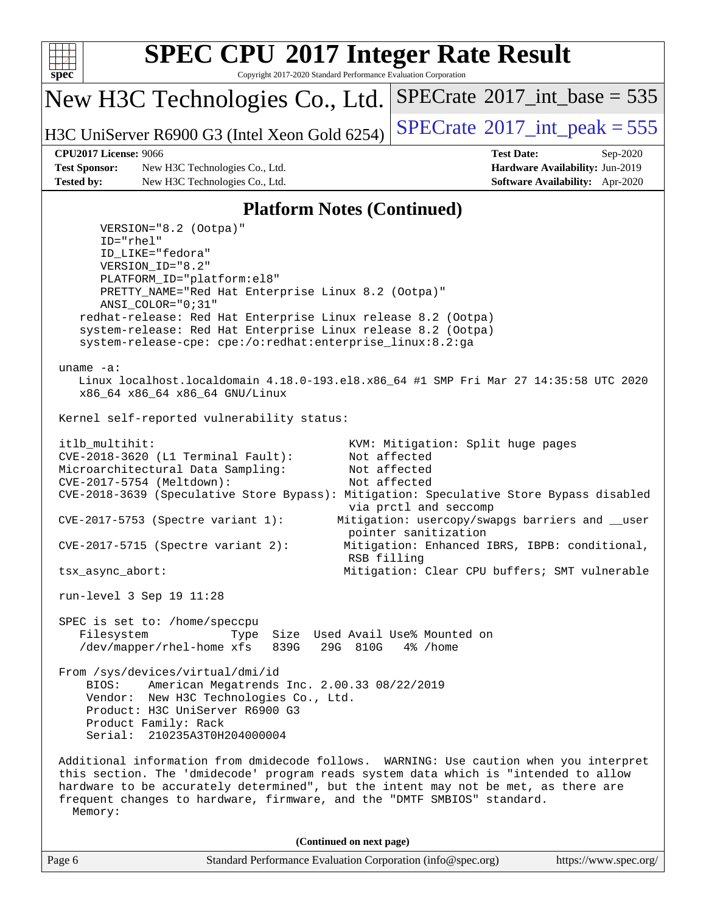## Platform Notes (Continued)

```
      VERSION="8.2 (Ootpa)"
      ID="rhel"
      ID_LIKE="fedora"
      VERSION_ID="8.2"
      PLATFORM_ID="platform:el8"
      PRETTY_NAME="Red Hat Enterprise Linux 8.2 (Ootpa)"
      ANSI_COLOR="0;31"
   redhat-release: Red Hat Enterprise Linux release 8.2 (Ootpa)
   system-release: Red Hat Enterprise Linux release 8.2 (Ootpa)
   system-release-cpe: cpe:/o:redhat:enterprise_linux:8.2:ga

uname -a:
   Linux localhost.localdomain 4.18.0-193.el8.x86_64 #1 SMP Fri Mar 27 14:35:58 UTC 2020
   x86_64 x86_64 x86_64 GNU/Linux

Kernel self-reported vulnerability status:

itlb_multihit:                                   KVM: Mitigation: Split huge pages
CVE-2018-3620 (L1 Terminal Fault):               Not affected
Microarchitectural Data Sampling:                Not affected
CVE-2017-5754 (Meltdown):                        Not affected
CVE-2018-3639 (Speculative Store Bypass): Mitigation: Speculative Store Bypass disabled
                                                 via prctl and seccomp
CVE-2017-5753 (Spectre variant 1):              Mitigation: usercopy/swapgs barriers and __user
                                                 pointer sanitization
CVE-2017-5715 (Spectre variant 2):               Mitigation: Enhanced IBRS, IBPB: conditional,
                                                 RSB filling
tsx_async_abort:                                 Mitigation: Clear CPU buffers; SMT vulnerable

run-level 3 Sep 19 11:28

SPEC is set to: /home/speccpu
   Filesystem             Type  Size  Used Avail Use% Mounted on
   /dev/mapper/rhel-home xfs   839G   29G  810G   4% /home

From /sys/devices/virtual/dmi/id
    BIOS:    American Megatrends Inc. 2.00.33 08/22/2019
    Vendor:  New H3C Technologies Co., Ltd.
    Product: H3C UniServer R6900 G3
    Product Family: Rack
    Serial:  210235A3T0H204000004

Additional information from dmidecode follows.  WARNING: Use caution when you interpret
this section. The 'dmidecode' program reads system data which is "intended to allow
hardware to be accurately determined", but the intent may not be met, as there are
frequent changes to hardware, firmware, and the "DMTF SMBIOS" standard.
  Memory:
```

(Continued on next page)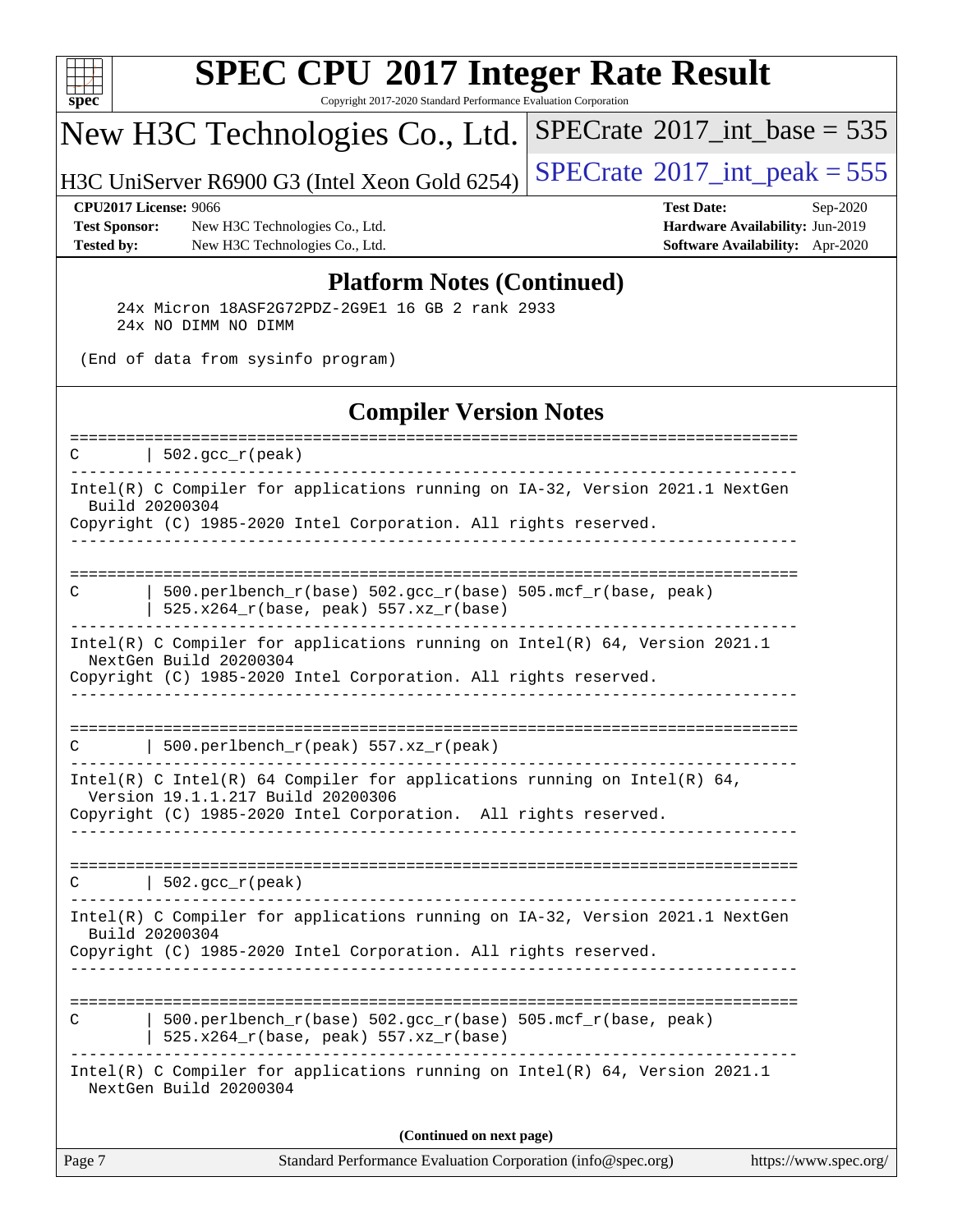## Platform Notes (Continued)

```
    24x Micron 18ASF2G72PDZ-2G9E1 16 GB 2 rank 2933
    24x NO DIMM NO DIMM

 (End of data from sysinfo program)
```

## Compiler Version Notes

```
==============================================================================
C       | 502.gcc_r(peak)
------------------------------------------------------------------------------
Intel(R) C Compiler for applications running on IA-32, Version 2021.1 NextGen
  Build 20200304
Copyright (C) 1985-2020 Intel Corporation. All rights reserved.
------------------------------------------------------------------------------

==============================================================================
C       | 500.perlbench_r(base) 502.gcc_r(base) 505.mcf_r(base, peak)
        | 525.x264_r(base, peak) 557.xz_r(base)
------------------------------------------------------------------------------
Intel(R) C Compiler for applications running on Intel(R) 64, Version 2021.1
  NextGen Build 20200304
Copyright (C) 1985-2020 Intel Corporation. All rights reserved.
------------------------------------------------------------------------------

==============================================================================
C       | 500.perlbench_r(peak) 557.xz_r(peak)
------------------------------------------------------------------------------
Intel(R) C Intel(R) 64 Compiler for applications running on Intel(R) 64,
  Version 19.1.1.217 Build 20200306
Copyright (C) 1985-2020 Intel Corporation.  All rights reserved.
------------------------------------------------------------------------------

==============================================================================
C       | 502.gcc_r(peak)
------------------------------------------------------------------------------
Intel(R) C Compiler for applications running on IA-32, Version 2021.1 NextGen
  Build 20200304
Copyright (C) 1985-2020 Intel Corporation. All rights reserved.
------------------------------------------------------------------------------

==============================================================================
C       | 500.perlbench_r(base) 502.gcc_r(base) 505.mcf_r(base, peak)
        | 525.x264_r(base, peak) 557.xz_r(base)
------------------------------------------------------------------------------
Intel(R) C Compiler for applications running on Intel(R) 64, Version 2021.1
  NextGen Build 20200304
```

(Continued on next page)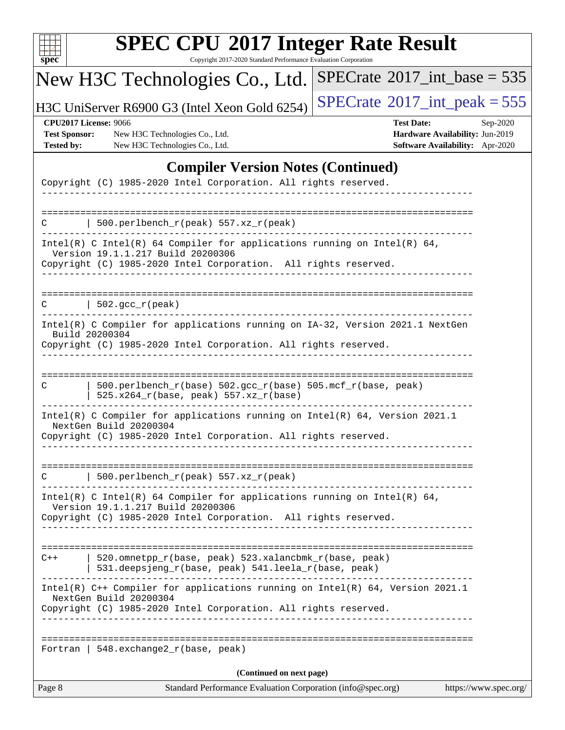## Compiler Version Notes (Continued)

```
Copyright (C) 1985-2020 Intel Corporation. All rights reserved.
------------------------------------------------------------------------------

==============================================================================
C       | 500.perlbench_r(peak) 557.xz_r(peak)
------------------------------------------------------------------------------
Intel(R) C Intel(R) 64 Compiler for applications running on Intel(R) 64,
  Version 19.1.1.217 Build 20200306
Copyright (C) 1985-2020 Intel Corporation.  All rights reserved.
------------------------------------------------------------------------------

==============================================================================
C       | 502.gcc_r(peak)
------------------------------------------------------------------------------
Intel(R) C Compiler for applications running on IA-32, Version 2021.1 NextGen
  Build 20200304
Copyright (C) 1985-2020 Intel Corporation. All rights reserved.
------------------------------------------------------------------------------

==============================================================================
C       | 500.perlbench_r(base) 502.gcc_r(base) 505.mcf_r(base, peak)
        | 525.x264_r(base, peak) 557.xz_r(base)
------------------------------------------------------------------------------
Intel(R) C Compiler for applications running on Intel(R) 64, Version 2021.1
  NextGen Build 20200304
Copyright (C) 1985-2020 Intel Corporation. All rights reserved.
------------------------------------------------------------------------------

==============================================================================
C       | 500.perlbench_r(peak) 557.xz_r(peak)
------------------------------------------------------------------------------
Intel(R) C Intel(R) 64 Compiler for applications running on Intel(R) 64,
  Version 19.1.1.217 Build 20200306
Copyright (C) 1985-2020 Intel Corporation.  All rights reserved.
------------------------------------------------------------------------------

==============================================================================
C++     | 520.omnetpp_r(base, peak) 523.xalancbmk_r(base, peak)
        | 531.deepsjeng_r(base, peak) 541.leela_r(base, peak)
------------------------------------------------------------------------------
Intel(R) C++ Compiler for applications running on Intel(R) 64, Version 2021.1
  NextGen Build 20200304
Copyright (C) 1985-2020 Intel Corporation. All rights reserved.
------------------------------------------------------------------------------

==============================================================================
Fortran | 548.exchange2_r(base, peak)
```

(Continued on next page)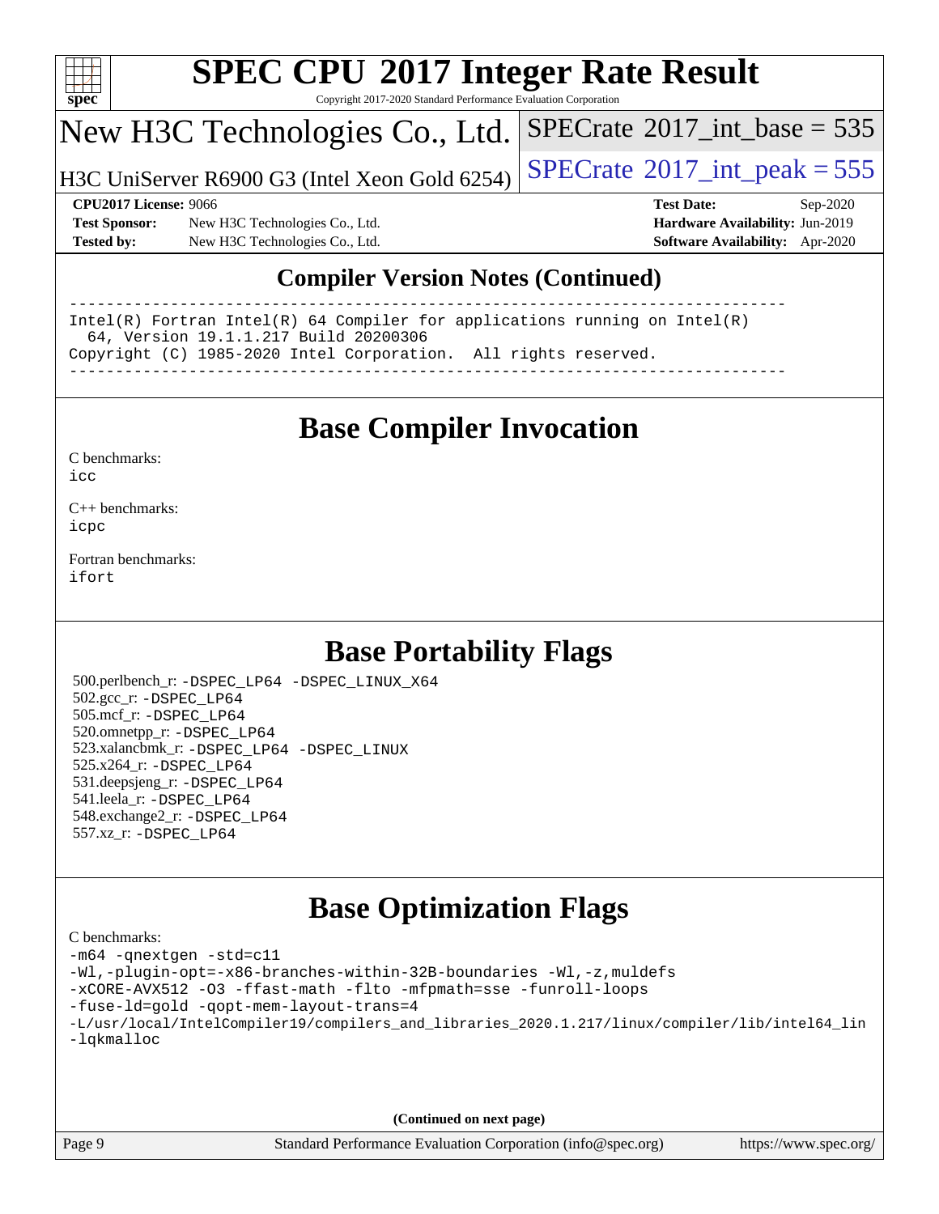# SPEC CPU 2017 Integer Rate Result

Copyright 2017-2020 Standard Performance Evaluation Corporation

## New H3C Technologies Co., Ltd.

H3C UniServer R6900 G3 (Intel Xeon Gold 6254)

SPECrate 2017_int_base = 535

SPECrate 2017_int_peak = 555

**CPU2017 License:** 9066
**Test Sponsor:** New H3C Technologies Co., Ltd.
**Tested by:** New H3C Technologies Co., Ltd.

**Test Date:** Sep-2020
**Hardware Availability:** Jun-2019
**Software Availability:** Apr-2020

## Compiler Version Notes (Continued)

```
==============================================================================
Intel(R) Fortran Intel(R) 64 Compiler for applications running on Intel(R)
  64, Version 19.1.1.217 Build 20200306
Copyright (C) 1985-2020 Intel Corporation.  All rights reserved.
------------------------------------------------------------------------------
```

## Base Compiler Invocation

C benchmarks:
`icc`

C++ benchmarks:
`icpc`

Fortran benchmarks:
`ifort`

## Base Portability Flags

500.perlbench_r: `-DSPEC_LP64 -DSPEC_LINUX_X64`
502.gcc_r: `-DSPEC_LP64`
505.mcf_r: `-DSPEC_LP64`
520.omnetpp_r: `-DSPEC_LP64`
523.xalancbmk_r: `-DSPEC_LP64 -DSPEC_LINUX`
525.x264_r: `-DSPEC_LP64`
531.deepsjeng_r: `-DSPEC_LP64`
541.leela_r: `-DSPEC_LP64`
548.exchange2_r: `-DSPEC_LP64`
557.xz_r: `-DSPEC_LP64`

## Base Optimization Flags

C benchmarks:

```
-m64 -qnextgen -std=c11
-Wl,-plugin-opt=-x86-branches-within-32B-boundaries -Wl,-z,muldefs
-xCORE-AVX512 -O3 -ffast-math -flto -mfpmath=sse -funroll-loops
-fuse-ld=gold -qopt-mem-layout-trans=4
-L/usr/local/IntelCompiler19/compilers_and_libraries_2020.1.217/linux/compiler/lib/intel64_lin
-lqkmalloc
```

(Continued on next page)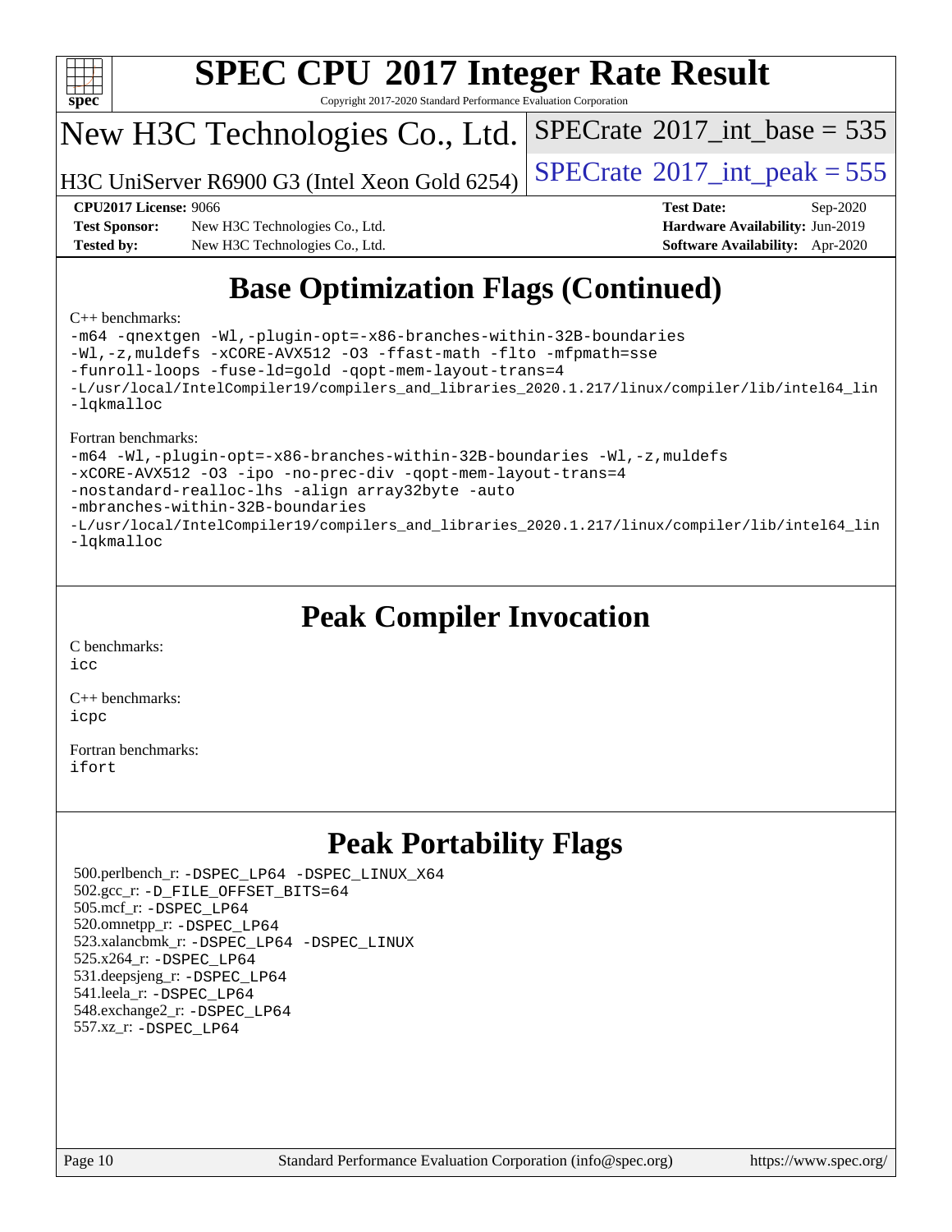# SPEC CPU 2017 Integer Rate Result

Copyright 2017-2020 Standard Performance Evaluation Corporation

## New H3C Technologies Co., Ltd.

H3C UniServer R6900 G3 (Intel Xeon Gold 6254)

SPECrate 2017_int_base = 535

SPECrate 2017_int_peak = 555

**CPU2017 License:** 9066
**Test Sponsor:** New H3C Technologies Co., Ltd.
**Tested by:** New H3C Technologies Co., Ltd.

**Test Date:** Sep-2020
**Hardware Availability:** Jun-2019
**Software Availability:** Apr-2020

## Base Optimization Flags (Continued)

C++ benchmarks:

```
-m64 -qnextgen -Wl,-plugin-opt=-x86-branches-within-32B-boundaries
-Wl,-z,muldefs -xCORE-AVX512 -O3 -ffast-math -flto -mfpmath=sse
-funroll-loops -fuse-ld=gold -qopt-mem-layout-trans=4
-L/usr/local/IntelCompiler19/compilers_and_libraries_2020.1.217/linux/compiler/lib/intel64_lin
-lqkmalloc
```

Fortran benchmarks:

```
-m64 -Wl,-plugin-opt=-x86-branches-within-32B-boundaries -Wl,-z,muldefs
-xCORE-AVX512 -O3 -ipo -no-prec-div -qopt-mem-layout-trans=4
-nostandard-realloc-lhs -align array32byte -auto
-mbranches-within-32B-boundaries
-L/usr/local/IntelCompiler19/compilers_and_libraries_2020.1.217/linux/compiler/lib/intel64_lin
-lqkmalloc
```

## Peak Compiler Invocation

C benchmarks:
icc

C++ benchmarks:
icpc

Fortran benchmarks:
ifort

## Peak Portability Flags

500.perlbench_r: -DSPEC_LP64 -DSPEC_LINUX_X64
502.gcc_r: -D_FILE_OFFSET_BITS=64
505.mcf_r: -DSPEC_LP64
520.omnetpp_r: -DSPEC_LP64
523.xalancbmk_r: -DSPEC_LP64 -DSPEC_LINUX
525.x264_r: -DSPEC_LP64
531.deepsjeng_r: -DSPEC_LP64
541.leela_r: -DSPEC_LP64
548.exchange2_r: -DSPEC_LP64
557.xz_r: -DSPEC_LP64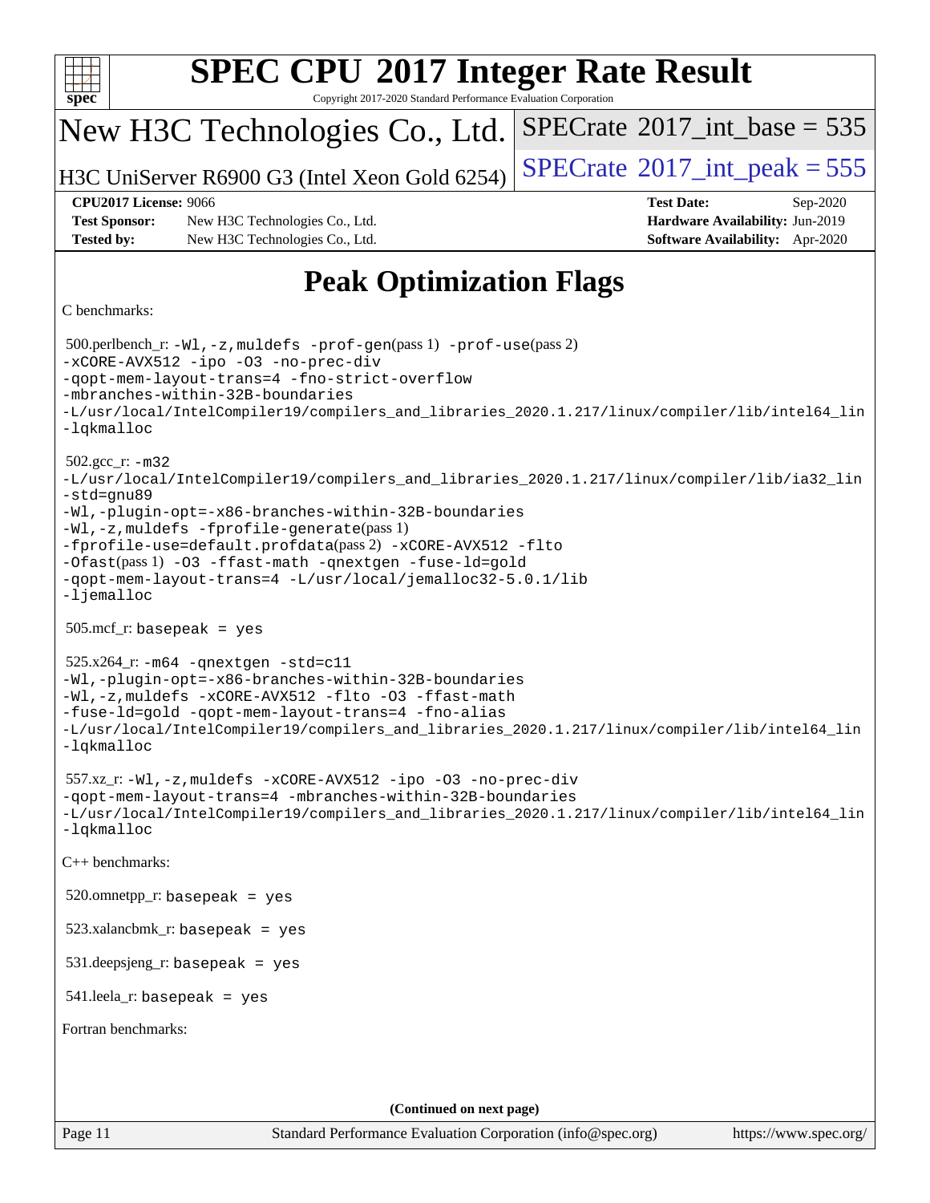# Peak Optimization Flags

C benchmarks:

500.perlbench_r: -Wl,-z,muldefs -prof-gen(pass 1) -prof-use(pass 2) -xCORE-AVX512 -ipo -O3 -no-prec-div -qopt-mem-layout-trans=4 -fno-strict-overflow -mbranches-within-32B-boundaries -L/usr/local/IntelCompiler19/compilers_and_libraries_2020.1.217/linux/compiler/lib/intel64_lin -lqkmalloc

502.gcc_r: -m32 -L/usr/local/IntelCompiler19/compilers_and_libraries_2020.1.217/linux/compiler/lib/ia32_lin -std=gnu89 -Wl,-plugin-opt=-x86-branches-within-32B-boundaries -Wl,-z,muldefs -fprofile-generate(pass 1) -fprofile-use=default.profdata(pass 2) -xCORE-AVX512 -flto -Ofast(pass 1) -O3 -ffast-math -qnextgen -fuse-ld=gold -qopt-mem-layout-trans=4 -L/usr/local/jemalloc32-5.0.1/lib -ljemalloc

505.mcf_r: basepeak = yes

525.x264_r: -m64 -qnextgen -std=c11 -Wl,-plugin-opt=-x86-branches-within-32B-boundaries -Wl,-z,muldefs -xCORE-AVX512 -flto -O3 -ffast-math -fuse-ld=gold -qopt-mem-layout-trans=4 -fno-alias -L/usr/local/IntelCompiler19/compilers_and_libraries_2020.1.217/linux/compiler/lib/intel64_lin -lqkmalloc

557.xz_r: -Wl,-z,muldefs -xCORE-AVX512 -ipo -O3 -no-prec-div -qopt-mem-layout-trans=4 -mbranches-within-32B-boundaries -L/usr/local/IntelCompiler19/compilers_and_libraries_2020.1.217/linux/compiler/lib/intel64_lin -lqkmalloc

C++ benchmarks:

520.omnetpp_r: basepeak = yes

523.xalancbmk_r: basepeak = yes

531.deepsjeng_r: basepeak = yes

541.leela_r: basepeak = yes

Fortran benchmarks:

**(Continued on next page)**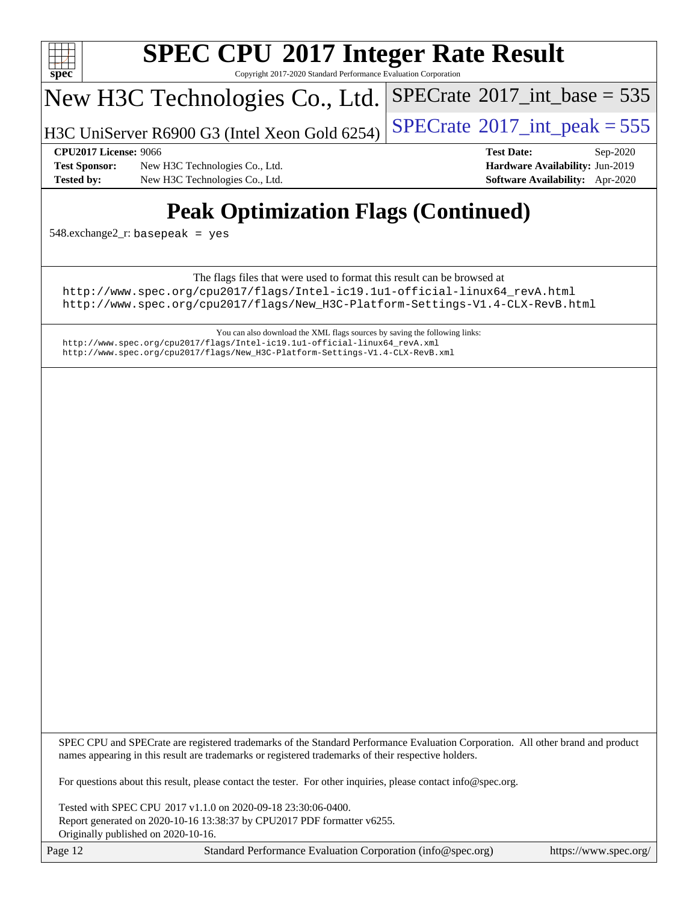# Peak Optimization Flags (Continued)

548.exchange2_r: `basepeak = yes`

The flags files that were used to format this result can be browsed at

http://www.spec.org/cpu2017/flags/Intel-ic19.1u1-official-linux64_revA.html
http://www.spec.org/cpu2017/flags/New_H3C-Platform-Settings-V1.4-CLX-RevB.html

You can also download the XML flags sources by saving the following links:

http://www.spec.org/cpu2017/flags/Intel-ic19.1u1-official-linux64_revA.xml
http://www.spec.org/cpu2017/flags/New_H3C-Platform-Settings-V1.4-CLX-RevB.xml

SPEC CPU and SPECrate are registered trademarks of the Standard Performance Evaluation Corporation. All other brand and product names appearing in this result are trademarks or registered trademarks of their respective holders.

For questions about this result, please contact the tester. For other inquiries, please contact info@spec.org.

Tested with SPEC CPU 2017 v1.1.0 on 2020-09-18 23:30:06-0400.
Report generated on 2020-10-16 13:38:37 by CPU2017 PDF formatter v6255.
Originally published on 2020-10-16.